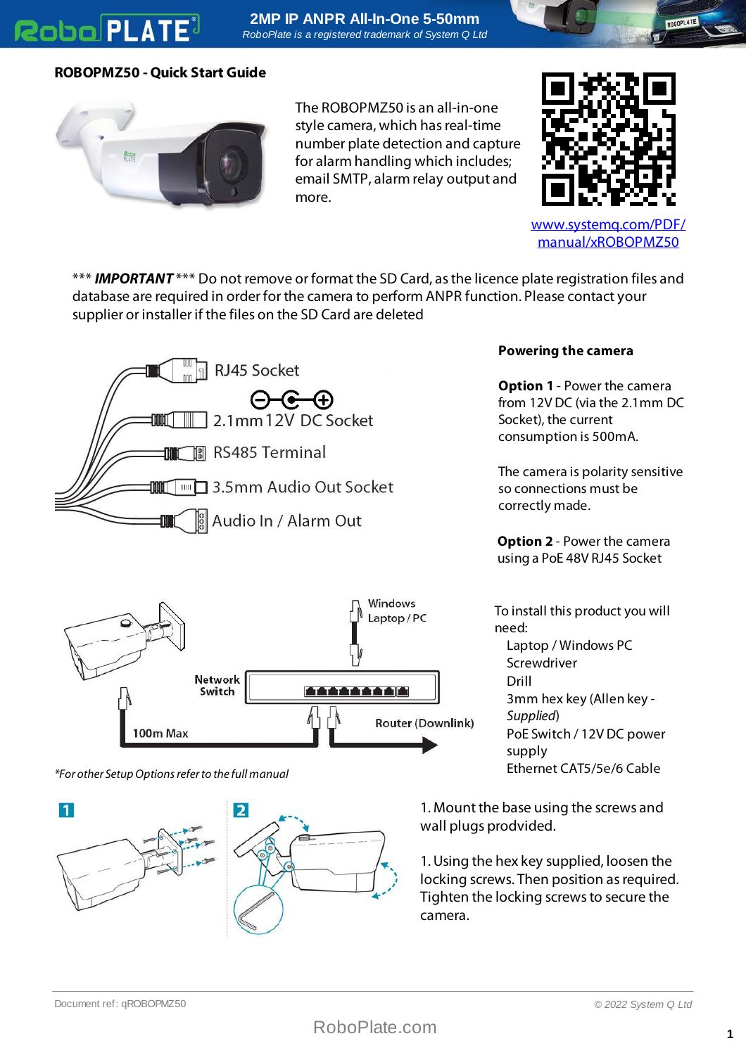## ROBOPMZ50 - Quick Start Guide

The ROBOPMZ50 is an all-in-one style camera, which has real-time number plate detection and capture for alarm handling which includes; email SMTP, alarm relay output and more.

[www.systemq.com/PDF/manual/xROBOPMZ50](www.systemq.com/PDF/manual/xROBOPMZ50)

*** ***IMPORTANT*** *** Do not remove or format the SD Card, as the licence plate registration files and database are required in order for the camera to perform ANPR function. Please contact your supplier or installer if the files on the SD Card are deleted

RJ45 Socket

2.1mm 12V DC Socket

RS485 Terminal

3.5mm Audio Out Socket

Audio In / Alarm Out

**Powering the camera**

**Option 1** - Power the camera from 12V DC (via the 2.1mm DC Socket), the current consumption is 500mA.

The camera is polarity sensitive so connections must be correctly made.

**Option 2** - Power the camera using a PoE 48V RJ45 Socket

Windows Laptop / PC

Network Switch

100m Max

Router (Downlink)

*For other Setup Options refer to the full manual

To install this product you will need:

- Laptop / Windows PC
- Screwdriver
- Drill
- 3mm hex key (Allen key - *Supplied*)
- PoE Switch / 12V DC power supply
- Ethernet CAT5/5e/6 Cable

1. Mount the base using the screws and wall plugs prodvided.

1. Using the hex key supplied, loosen the locking screws. Then position as required. Tighten the locking screws to secure the camera.

Document ref: qROBOPMZ50

© 2022 System Q Ltd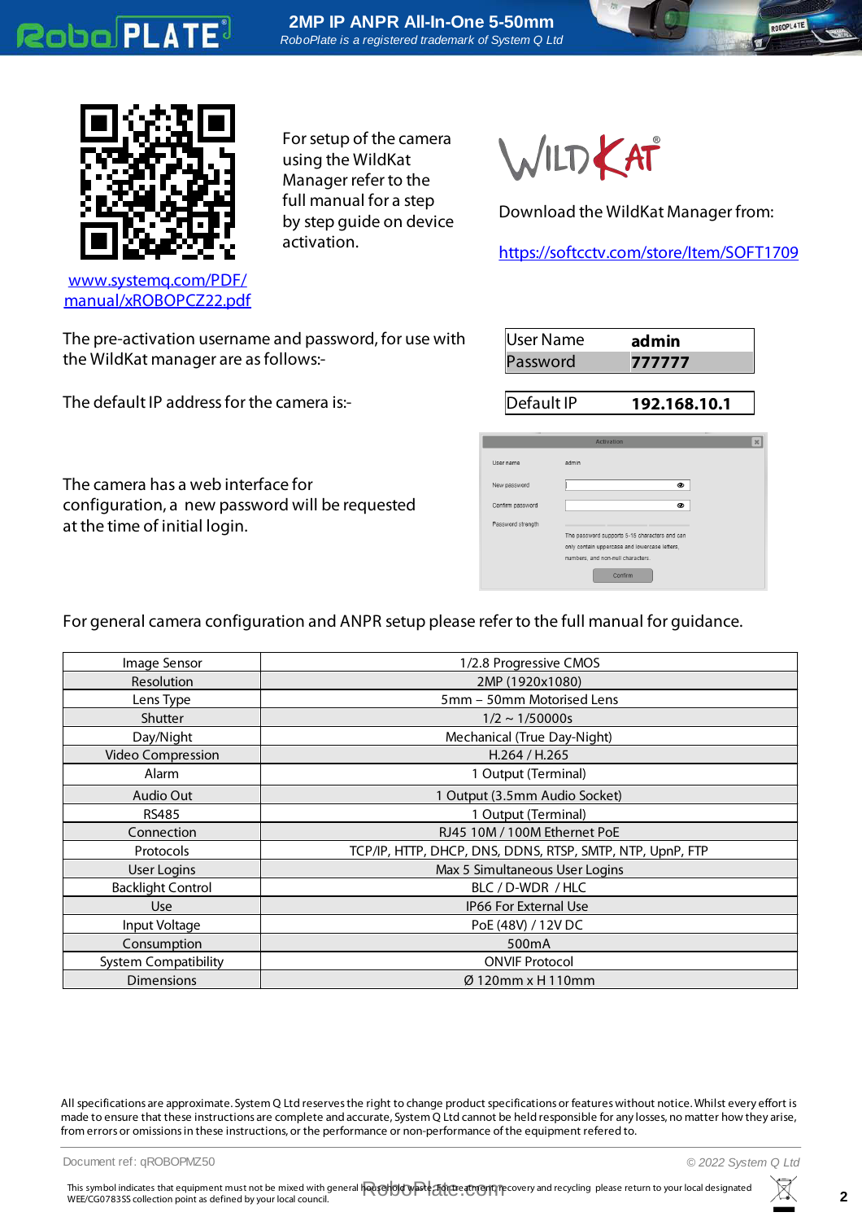For setup of the camera using the WildKat Manager refer to the full manual for a step by step guide on device activation.

[www.systemq.com/PDF/manual/xROBOPCZ22.pdf](www.systemq.com/PDF/manual/xROBOPCZ22.pdf)

Download the WildKat Manager from:

[https://softcctv.com/store/Item/SOFT1709](https://softcctv.com/store/Item/SOFT1709)

The pre-activation username and password, for use with the WildKat manager are as follows:-

| | |
|---|---|
| User Name | **admin** |
| Password | **777777** |

The default IP address for the camera is:-

| | |
|---|---|
| Default IP | **192.168.10.1** |

The camera has a web interface for configuration, a new password will be requested at the time of initial login.

Activation

User name: admin

New password

Confirm password

Password strength

The password supports 8-15 characters and can only contain uppercase and lowercase letters, numbers, and non-null characters.

Confirm

For general camera configuration and ANPR setup please refer to the full manual for guidance.

| | |
|---|---|
| Image Sensor | 1/2.8 Progressive CMOS |
| Resolution | 2MP (1920x1080) |
| Lens Type | 5mm – 50mm Motorised Lens |
| Shutter | 1/2 ~ 1/50000s |
| Day/Night | Mechanical (True Day-Night) |
| Video Compression | H.264 / H.265 |
| Alarm | 1 Output (Terminal) |
| Audio Out | 1 Output (3.5mm Audio Socket) |
| RS485 | 1 Output (Terminal) |
| Connection | RJ45 10M / 100M Ethernet PoE |
| Protocols | TCP/IP, HTTP, DHCP, DNS, DDNS, RTSP, SMTP, NTP, UpnP, FTP |
| User Logins | Max 5 Simultaneous User Logins |
| Backlight Control | BLC / D-WDR / HLC |
| Use | IP66 For External Use |
| Input Voltage | PoE (48V) / 12V DC |
| Consumption | 500mA |
| System Compatibility | ONVIF Protocol |
| Dimensions | Ø 120mm x H 110mm |

All specifications are approximate. System Q Ltd reserves the right to change product specifications or features without notice. Whilst every effort is made to ensure that these instructions are complete and accurate, System Q Ltd cannot be held responsible for any losses, no matter how they arise, from errors or omissions in these instructions, or the performance or non-performance of the equipment refered to.

Document ref: qROBOPMZ50

© 2022 System Q Ltd

This symbol indicates that equipment must not be mixed with general household waste. For treatment, recovery and recycling please return to your local designated WEE/CG0783SS collection point as defined by your local council.